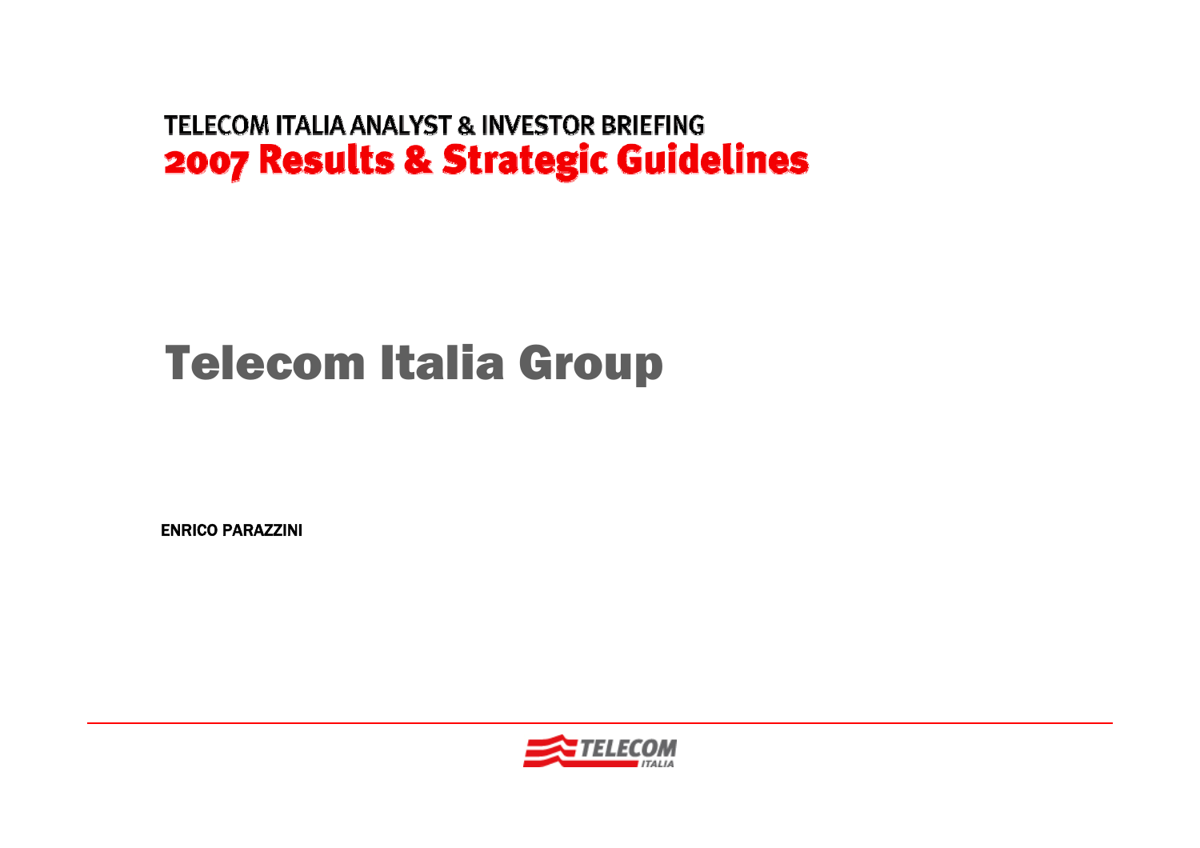TELECOM ITALIA ANALYST & INVESTOR BRIEFING

# 2007 Results & Strategic Guidelines

# Telecom Italia Group

**ENRICO PARAZZINI**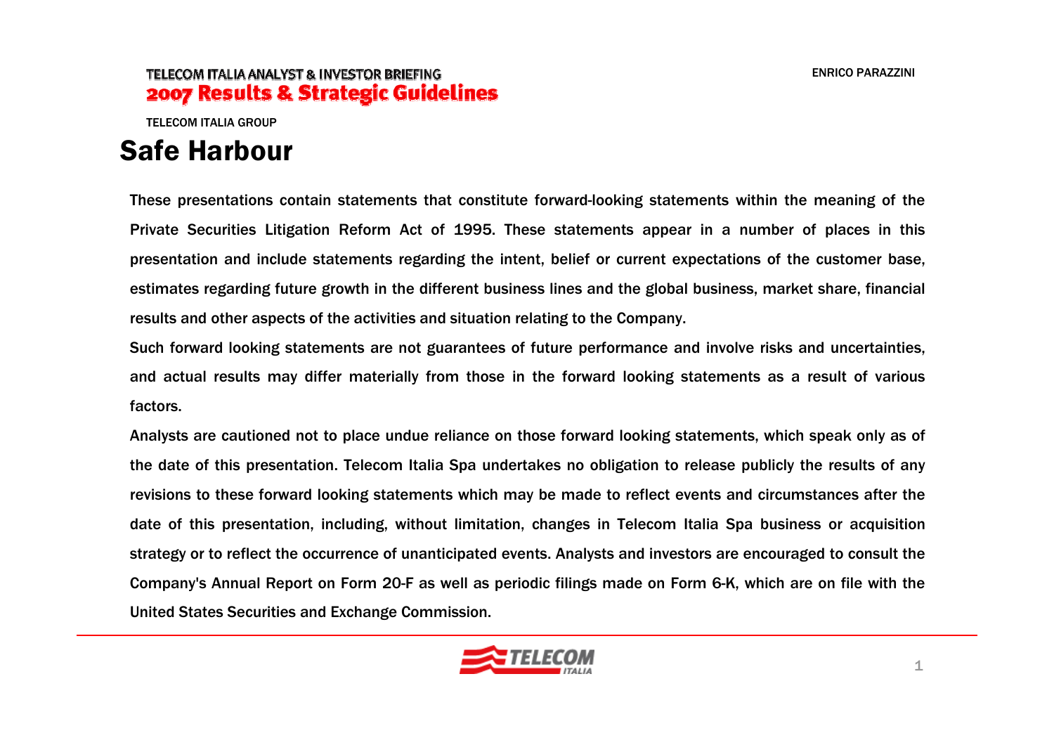TELECOM ITALIA GROUP

# Safe Harbour

These presentations contain statements that constitute forward-looking statements within the meaning of the Private Securities Litigation Reform Act of 1995. These statements appear in a number of places in this presentation and include statements regarding the intent, belief or current expectations of the customer base, estimates regarding future growth in the different business lines and the global business, market share, financial results and other aspects of the activities and situation relating to the Company.

Such forward looking statements are not guarantees of future performance and involve risks and uncertainties, and actual results may differ materially from those in the forward looking statements as a result of various factors.

Analysts are cautioned not to place undue reliance on those forward looking statements, which speak only as of the date of this presentation. Telecom Italia Spa undertakes no obligation to release publicly the results of any revisions to these forward looking statements which may be made to reflect events and circumstances after the date of this presentation, including, without limitation, changes in Telecom Italia Spa business or acquisition strategy or to reflect the occurrence of unanticipated events. Analysts and investors are encouraged to consult the Company's Annual Report on Form 20-F as well as periodic filings made on Form 6-K, which are on file with the United States Securities and Exchange Commission.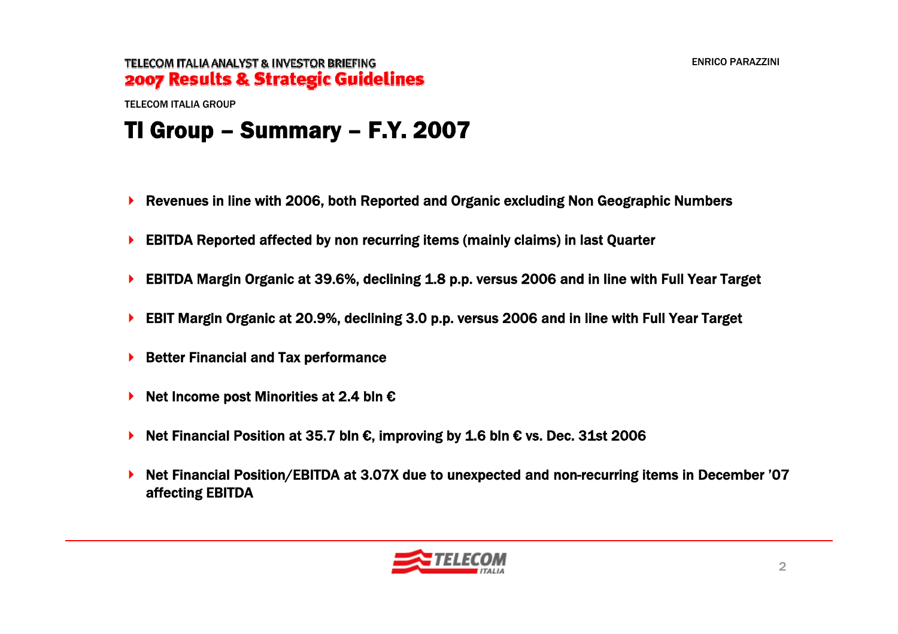TELECOM ITALIA GROUP

# TI Group – Summary – F.Y. 2007

- **Revenues in line with 2006, both Reported and Organic excluding Non Geographic Numbers**
- **EBITDA Reported affected by non recurring items (mainly claims) in last Quarter**
- **EBITDA Margin Organic at 39.6%, declining 1.8 p.p. versus 2006 and in line with Full Year Target**
- **EBIT Margin Organic at 20.9%, declining 3.0 p.p. versus 2006 and in line with Full Year Target**
- **Better Financial and Tax performance**
- **Net Income post Minorities at 2.4 bln €**
- **Net Financial Position at 35.7 bln €, improving by 1.6 bln € vs. Dec. 31st 2006**
- **Net Financial Position/EBITDA at 3.07X due to unexpected and non-recurring items in December '07 affecting EBITDA**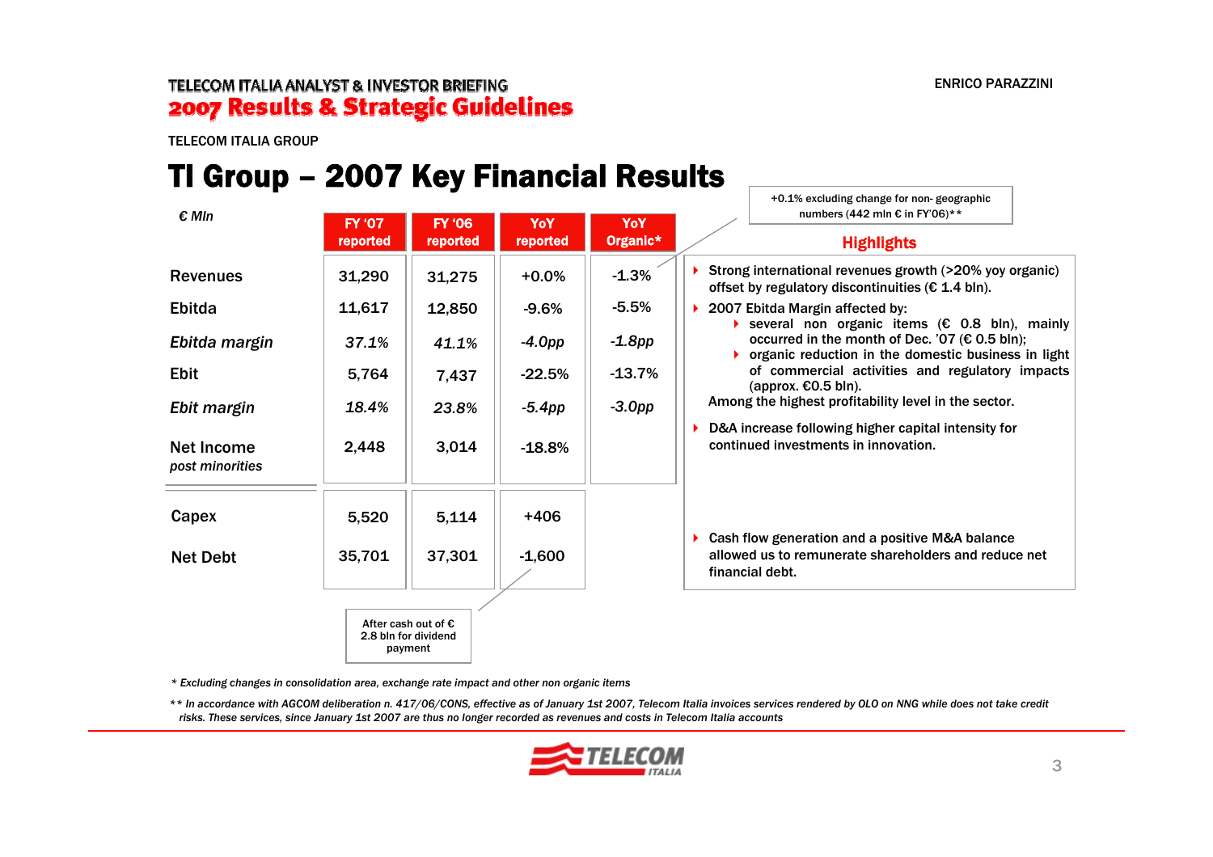TELECOM ITALIA GROUP

# TI Group – 2007 Key Financial Results

| € Mln | FY '07 reported | FY '06 reported | YoY reported | YoY Organic* |
|---|---|---|---|---|
| Revenues | 31,290 | 31,275 | +0.0% | -1.3% |
| Ebitda | 11,617 | 12,850 | -9.6% | -5.5% |
| *Ebitda margin* | *37.1%* | *41.1%* | *-4.0pp* | *-1.8pp* |
| Ebit | 5,764 | 7,437 | -22.5% | -13.7% |
| *Ebit margin* | *18.4%* | *23.8%* | *-5.4pp* | *-3.0pp* |
| Net Income *post minorities* | 2,448 | 3,014 | -18.8% | |
| Capex | 5,520 | 5,114 | +406 | |
| Net Debt | 35,701 | 37,301 | -1,600 | |

+0.1% excluding change for non- geographic numbers (442 mln € in FY'06)**

After cash out of € 2.8 bln for dividend payment

## Highlights

- Strong international revenues growth (>20% yoy organic) offset by regulatory discontinuities (€ 1.4 bln).
- 2007 Ebitda Margin affected by:
  - several non organic items (€ 0.8 bln), mainly occurred in the month of Dec. '07 (€ 0.5 bln);
  - organic reduction in the domestic business in light of commercial activities and regulatory impacts (approx. €0.5 bln).

  Among the highest profitability level in the sector.
- D&A increase following higher capital intensity for continued investments in innovation.
- Cash flow generation and a positive M&A balance allowed us to remunerate shareholders and reduce net financial debt.

*\* Excluding changes in consolidation area, exchange rate impact and other non organic items*

*\*\* In accordance with AGCOM deliberation n. 417/06/CONS, effective as of January 1st 2007, Telecom Italia invoices services rendered by OLO on NNG while does not take credit risks. These services, since January 1st 2007 are thus no longer recorded as revenues and costs in Telecom Italia accounts*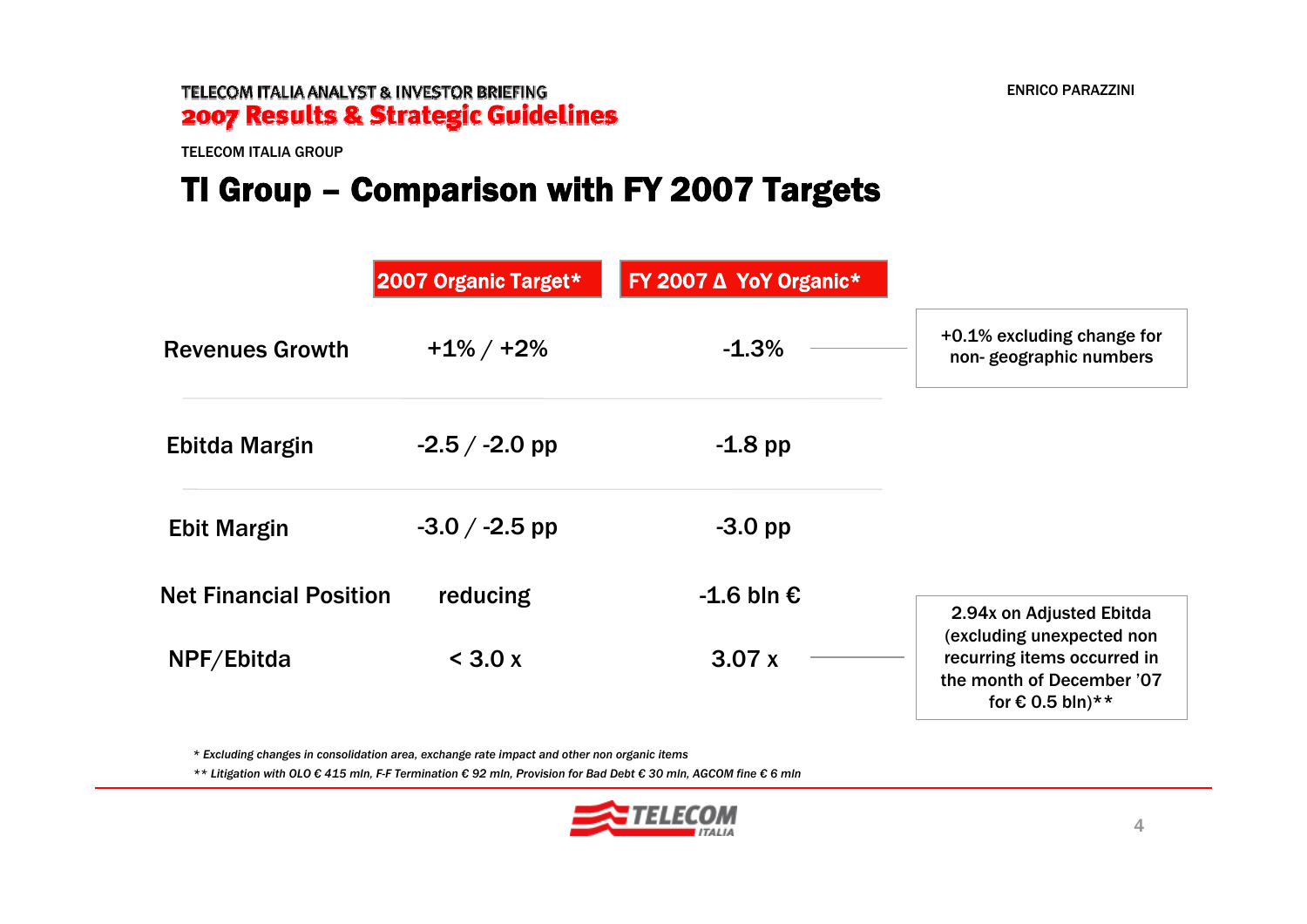TELECOM ITALIA GROUP

# TI Group – Comparison with FY 2007 Targets

| | 2007 Organic Target* | FY 2007 Δ YoY Organic* | |
|---|---|---|---|
| Revenues Growth | +1% / +2% | -1.3% | +0.1% excluding change for non- geographic numbers |
| Ebitda Margin | -2.5 / -2.0 pp | -1.8 pp | |
| Ebit Margin | -3.0 / -2.5 pp | -3.0 pp | |
| Net Financial Position | reducing | -1.6 bln € | |
| NPF/Ebitda | < 3.0 x | 3.07 x | 2.94x on Adjusted Ebitda (excluding unexpected non recurring items occurred in the month of December '07 for € 0.5 bln)** |

*\* Excluding changes in consolidation area, exchange rate impact and other non organic items*

*\*\* Litigation with OLO € 415 mln, F-F Termination € 92 mln, Provision for Bad Debt € 30 mln, AGCOM fine € 6 mln*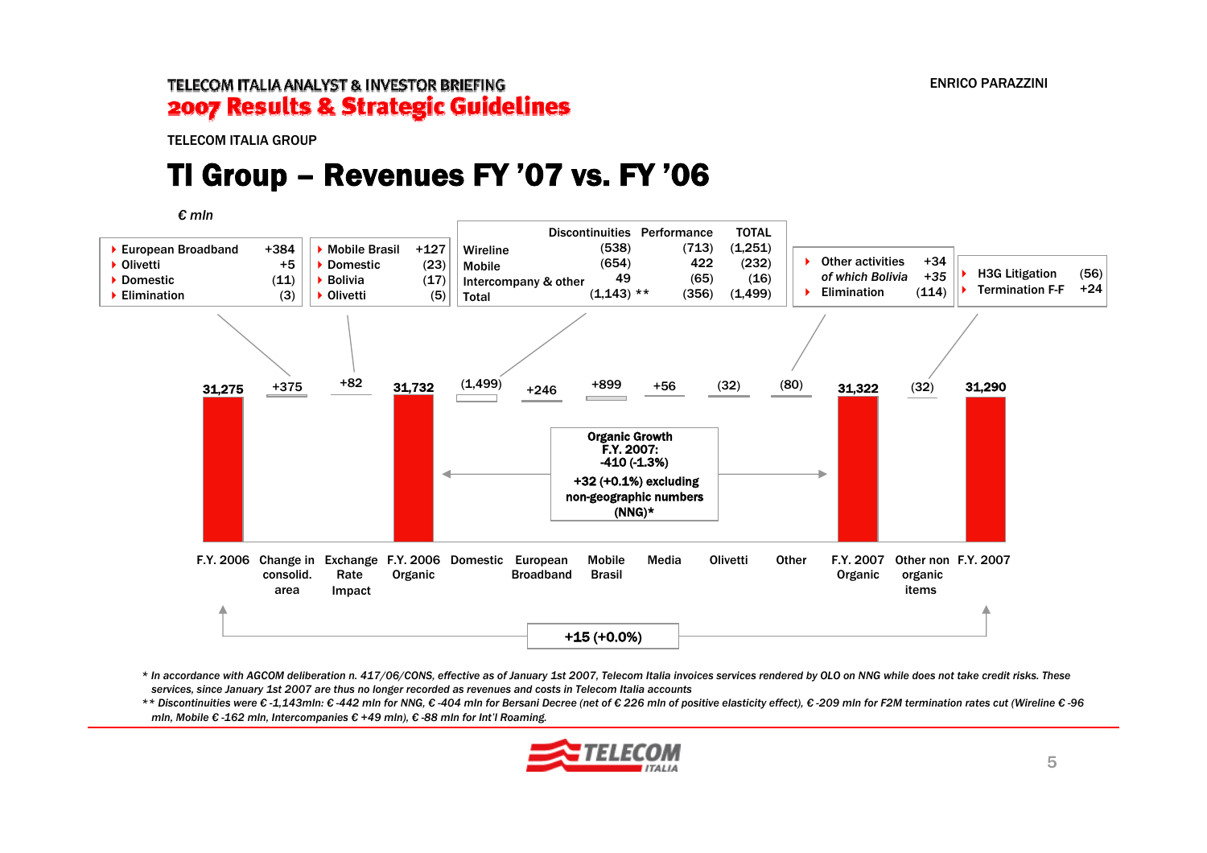TELECOM ITALIA GROUP

# TI Group – Revenues FY ’07 vs. FY ’06

*€ mln*

- European Broadband +384
- Olivetti +5
- Domestic (11)
- Elimination (3)

- Mobile Brasil +127
- Domestic (23)
- Bolivia (17)
- Olivetti (5)

| | Discontinuities | Performance | TOTAL |
|---|---|---|---|
| Wireline | (538) | (713) | (1,251) |
| Mobile | (654) | 422 | (232) |
| Intercompany & other | 49 | (65) | (16) |
| Total | (1,143) ** | (356) | (1,499) |

- Other activities +34
- *of which Bolivia +35*
- Elimination (114)

- H3G Litigation (56)
- Termination F-F +24

| F.Y. 2006 | Change in consolid. area | Exchange Rate Impact | F.Y. 2006 Organic | Domestic | European Broadband | Mobile Brasil | Media | Olivetti | Other | F.Y. 2007 Organic | Other non organic items | F.Y. 2007 |
|---|---|---|---|---|---|---|---|---|---|---|---|---|
| 31,275 | +375 | +82 | 31,732 | (1,499) | +246 | +899 | +56 | (32) | (80) | 31,322 | (32) | 31,290 |

**Organic Growth F.Y. 2007: -410 (-1.3%)**

**+32 (+0.1%) excluding non-geographic numbers (NNG)***

F.Y. 2006 → F.Y. 2007: **+15 (+0.0%)**

*\* In accordance with AGCOM deliberation n. 417/06/CONS, effective as of January 1st 2007, Telecom Italia invoices services rendered by OLO on NNG while does not take credit risks. These services, since January 1st 2007 are thus no longer recorded as revenues and costs in Telecom Italia accounts*

*\*\* Discontinuities were € -1,143mln: € -442 mln for NNG, € -404 mln for Bersani Decree (net of € 226 mln of positive elasticity effect), € -209 mln for F2M termination rates cut (Wireline € -96 mln, Mobile € -162 mln, Intercompanies € +49 mln), € -88 mln for Int’l Roaming.*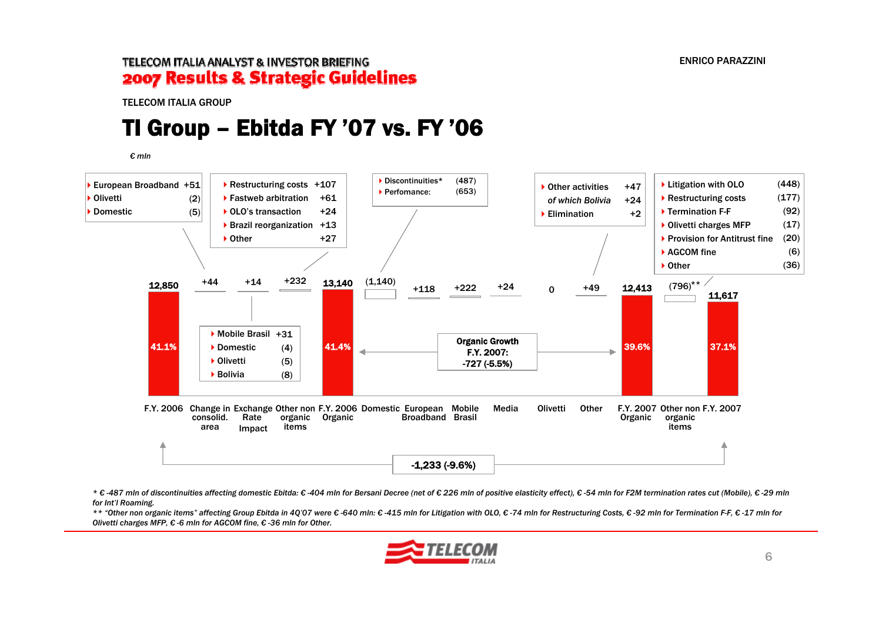TELECOM ITALIA GROUP

# TI Group – Ebitda FY '07 vs. FY '06

*€ mln*

| Item | Value |
|---|---|
| F.Y. 2006 | 12,850 (41.1%) |
| Change in consolid. area | +44 |
| Exchange Rate Impact | +14 |
| Other non organic items | +232 |
| F.Y. 2006 Organic | 13,140 (41.4%) |
| Domestic | (1,140) |
| European Broadband | +118 |
| Mobile Brasil | +222 |
| Media | +24 |
| Olivetti | 0 |
| Other | +49 |
| F.Y. 2007 Organic | 12,413 (39.6%) |
| Other non organic items | (796)** |
| F.Y. 2007 | 11,617 (37.1%) |

Change in consolid. area (+44):
- European Broadband +51
- Olivetti (2)
- Domestic (5)

Exchange Rate Impact (+14):
- Mobile Brasil +31
- Domestic (4)
- Olivetti (5)
- Bolivia (8)

Other non organic items FY 2006 (+232):
- Restructuring costs +107
- Fastweb arbitration +61
- OLO's transaction +24
- Brazil reorganization +13
- Other +27

Domestic (1,140):
- Discontinuities* (487)
- Perfomance: (653)

Other (+49):
- Other activities +47
- *of which Bolivia* +24
- Elimination +2

Other non organic items FY 2007 (796):
- Litigation with OLO (448)
- Restructuring costs (177)
- Termination F-F (92)
- Olivetti charges MFP (17)
- Provision for Antitrust fine (20)
- AGCOM fine (6)
- Other (36)

**Organic Growth F.Y. 2007: -727 (-5.5%)**

**-1,233 (-9.6%)**

*\* € -487 mln of discontinuities affecting domestic Ebitda: € -404 mln for Bersani Decree (net of € 226 mln of positive elasticity effect), € -54 mln for F2M termination rates cut (Mobile), € -29 mln for Int'l Roaming.*

*\*\* "Other non organic items" affecting Group Ebitda in 4Q'07 were € -640 mln: € -415 mln for Litigation with OLO, € -74 mln for Restructuring Costs, € -92 mln for Termination F-F, € -17 mln for Olivetti charges MFP, € -6 mln for AGCOM fine, € -36 mln for Other.*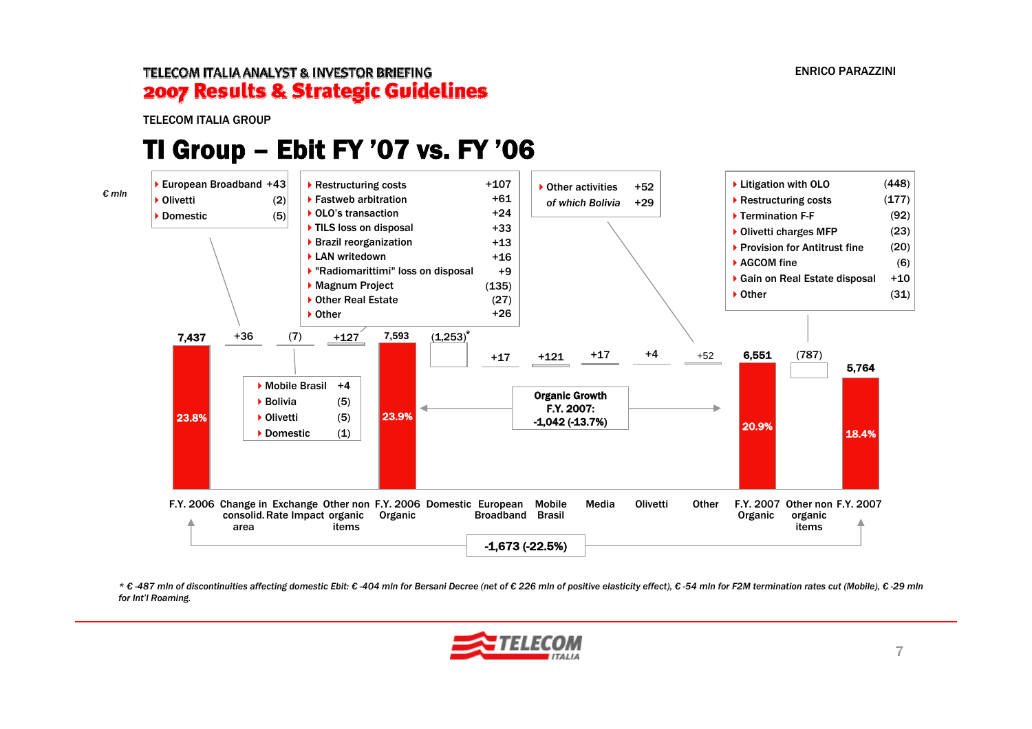TELECOM ITALIA GROUP

# TI Group – Ebit FY '07 vs. FY '06

€ mln

| | Value | Margin |
|---|---|---|
| F.Y. 2006 | 7,437 | 23.8% |
| Change in consolid. area | +36 | |
| Exchange Rate Impact | (7) | |
| Other non organic items | +127 | |
| F.Y. 2006 Organic | 7,593 | 23.9% |
| Domestic | (1,253)* | |
| European Broadband | +17 | |
| Mobile Brasil | +121 | |
| Media | +17 | |
| Olivetti | +4 | |
| Other | +52 | |
| F.Y. 2007 Organic | 6,551 | 20.9% |
| Other non organic items | (787) | |
| F.Y. 2007 | 5,764 | 18.4% |

**Change in consolid. area (+36):**
- European Broadband +43
- Olivetti (2)
- Domestic (5)

**Exchange Rate Impact (7):**
- Mobile Brasil +4
- Bolivia (5)
- Olivetti (5)
- Domestic (1)

**Other non organic items FY 2006 (+127):**
- Restructuring costs +107
- Fastweb arbitration +61
- OLO's transaction +24
- TILS loss on disposal +33
- Brazil reorganization +13
- LAN writedown +16
- "Radiomarittimi" loss on disposal +9
- Magnum Project (135)
- Other Real Estate (27)
- Other +26

**Other (+52):**
- Other activities +52
- *of which Bolivia* +29

**Other non organic items FY 2007 (787):**
- Litigation with OLO (448)
- Restructuring costs (177)
- Termination F-F (92)
- Olivetti charges MFP (23)
- Provision for Antitrust fine (20)
- AGCOM fine (6)
- Gain on Real Estate disposal +10
- Other (31)

**Organic Growth F.Y. 2007: -1,042 (-13.7%)**

**F.Y. 2006 to F.Y. 2007: -1,673 (-22.5%)**

*\* € -487 mln of discontinuities affecting domestic Ebit: € -404 mln for Bersani Decree (net of € 226 mln of positive elasticity effect), € -54 mln for F2M termination rates cut (Mobile), € -29 mln for Int'l Roaming.*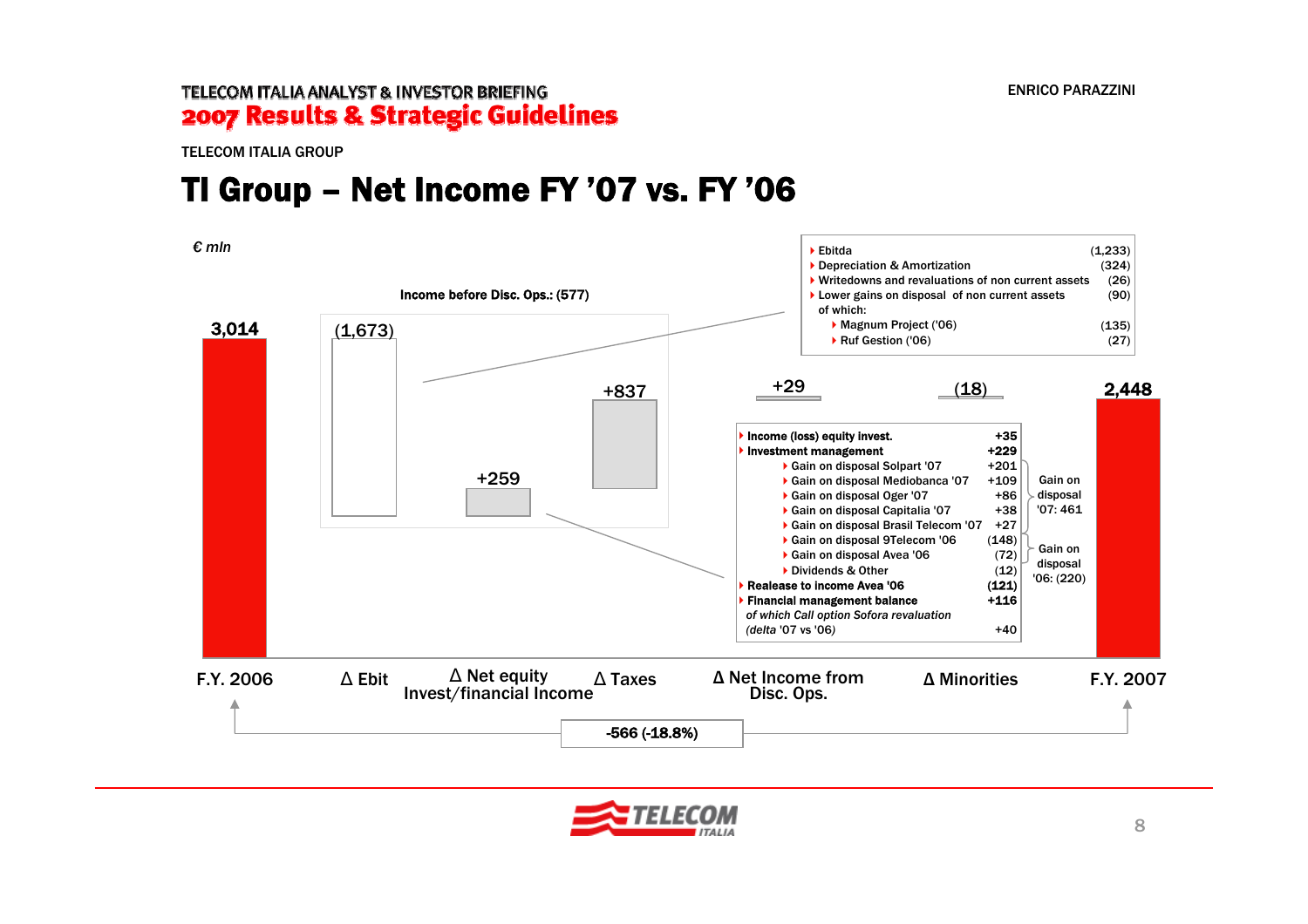TELECOM ITALIA GROUP

# TI Group – Net Income FY '07 vs. FY '06

*€ mln*

| | F.Y. 2006 | Δ Ebit | Δ Net equity Invest/financial Income | Δ Taxes | Δ Net Income from Disc. Ops. | Δ Minorities | F.Y. 2007 |
|---|---|---|---|---|---|---|---|
| Value | 3,014 | (1,673) | +259 | +837 | +29 | (18) | 2,448 |

Income before Disc. Ops.: (577)

F.Y. 2006 vs F.Y. 2007: **-566 (-18.8%)**

**Δ Ebit detail:**

| Item | Value |
|---|---|
| Ebitda | (1,233) |
| Depreciation & Amortization | (324) |
| Writedowns and revaluations of non current assets | (26) |
| Lower gains on disposal of non current assets | (90) |
| of which: | |
| Magnum Project ('06) | (135) |
| Ruf Gestion ('06) | (27) |

**Δ Net equity Invest/financial Income detail:**

| Item | Value | |
|---|---|---|
| **Income (loss) equity invest.** | **+35** | |
| **Investment management** | **+229** | |
| Gain on disposal Solpart '07 | +201 | Gain on disposal '07: 461 |
| Gain on disposal Mediobanca '07 | +109 | |
| Gain on disposal Oger '07 | +86 | |
| Gain on disposal Capitalia '07 | +38 | |
| Gain on disposal Brasil Telecom '07 | +27 | |
| Gain on disposal 9Telecom '06 | (148) | Gain on disposal '06: (220) |
| Gain on disposal Avea '06 | (72) | |
| Dividends & Other | (12) | |
| **Realease to income Avea '06** | **(121)** | |
| **Financial management balance** | **+116** | |
| *of which Call option Sofora revaluation (delta '07 vs '06)* | +40 | |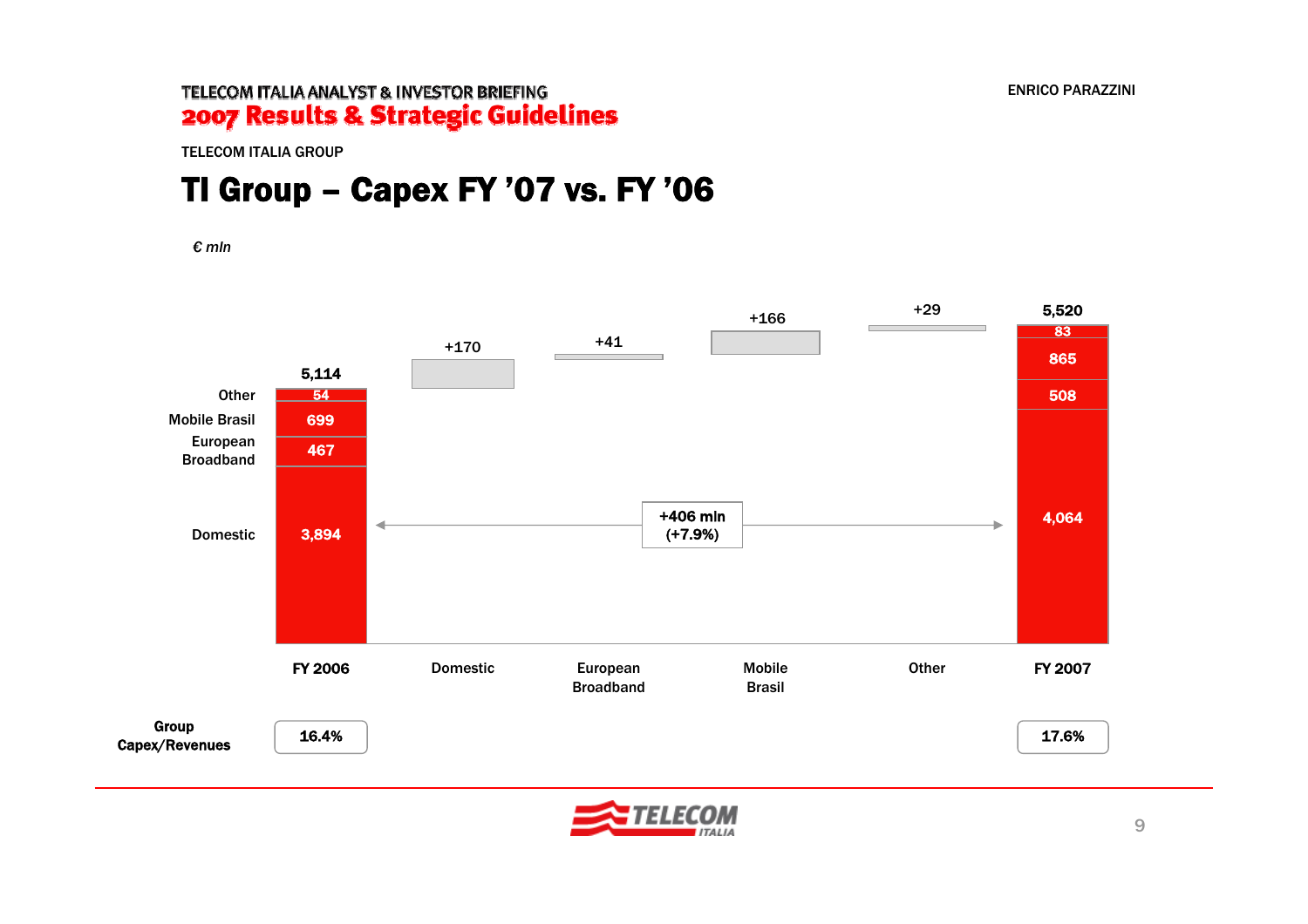TELECOM ITALIA GROUP

# TI Group – Capex FY ’07 vs. FY ’06

*€ mln*

| | FY 2006 | Domestic | European Broadband | Mobile Brasil | Other | FY 2007 |
|---|---|---|---|---|---|---|
| Total | 5,114 | +170 | +41 | +166 | +29 | 5,520 |
| Other | 54 | | | | | 83 |
| Mobile Brasil | 699 | | | | | 865 |
| European Broadband | 467 | | | | | 508 |
| Domestic | 3,894 | | | | | 4,064 |
| Group Capex/Revenues | 16.4% | | | | | 17.6% |

+406 mln (+7.9%)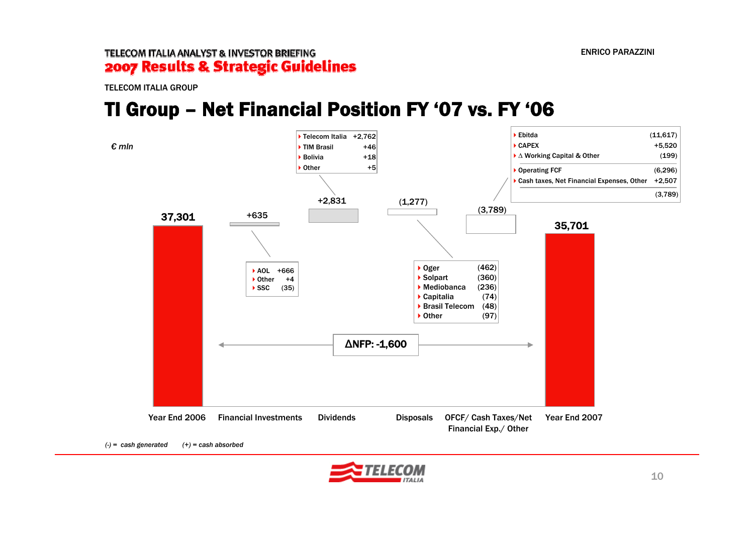TELECOM ITALIA GROUP

# TI Group – Net Financial Position FY '07 vs. FY '06

*€ mln*

| | Year End 2006 | Financial Investments | Dividends | Disposals | OFCF/ Cash Taxes/Net Financial Exp./ Other | Year End 2007 |
|---|---|---|---|---|---|---|
| Value | 37,301 | +635 | +2,831 | (1,277) | (3,789) | 35,701 |

**Financial Investments (+635):**

- AOL +666
- Other +4
- SSC (35)

**Dividends (+2,831):**

- Telecom Italia +2,762
- TIM Brasil +46
- Bolivia +18
- Other +5

**Disposals (1,277):**

- Oger (462)
- Solpart (360)
- Mediobanca (236)
- Capitalia (74)
- Brasil Telecom (48)
- Other (97)

**OFCF/ Cash Taxes/Net Financial Exp./ Other (3,789):**

| | |
|---|---|
| Ebitda | (11,617) |
| CAPEX | +5,520 |
| Δ Working Capital & Other | (199) |
| Operating FCF | (6,296) |
| Cash taxes, Net Financial Expenses, Other | +2,507 |
| | (3,789) |

**ΔNFP: -1,600**

*(-) = cash generated (+) = cash absorbed*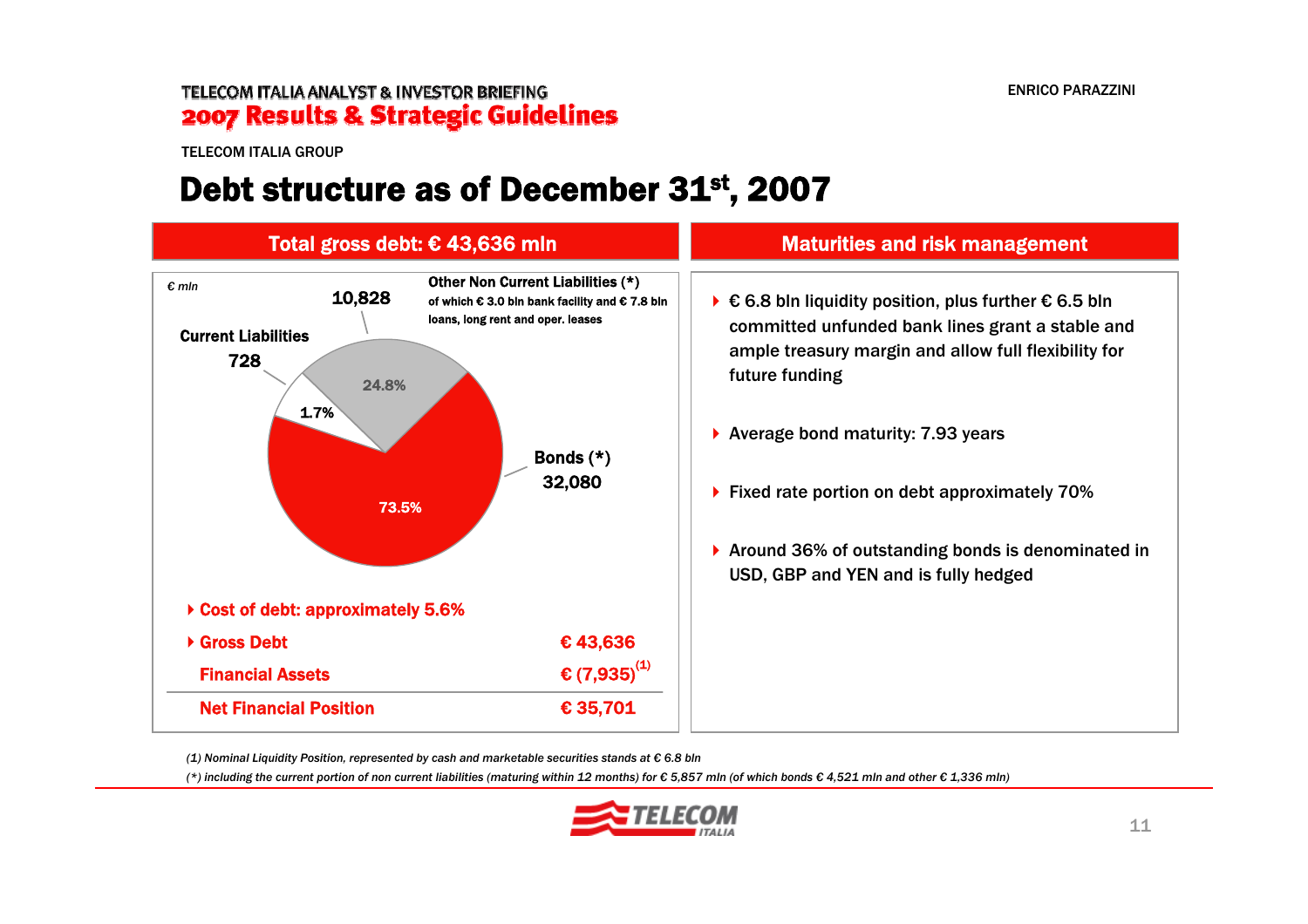TELECOM ITALIA GROUP

# Debt structure as of December 31st, 2007

## Total gross debt: € 43,636 mln

*€ mln*

| Component | € mln | % |
|---|---|---|
| Bonds (*) | 32,080 | 73.5% |
| Other Non Current Liabilities (*) – of which € 3.0 bln bank facility and € 7.8 bln loans, long rent and oper. leases | 10,828 | 24.8% |
| Current Liabilities | 728 | 1.7% |

- **Cost of debt: approximately 5.6%**

| | |
|---|---|
| **Gross Debt** | **€ 43,636** |
| **Financial Assets** | **€ (7,935)** [1] |
| **Net Financial Position** | **€ 35,701** |

## Maturities and risk management

- € 6.8 bln liquidity position, plus further € 6.5 bln committed unfunded bank lines grant a stable and ample treasury margin and allow full flexibility for future funding
- Average bond maturity: 7.93 years
- Fixed rate portion on debt approximately 70%
- Around 36% of outstanding bonds is denominated in USD, GBP and YEN and is fully hedged

*(1) Nominal Liquidity Position, represented by cash and marketable securities stands at € 6.8 bln*

*(*) including the current portion of non current liabilities (maturing within 12 months) for € 5,857 mln (of which bonds € 4,521 mln and other € 1,336 mln)*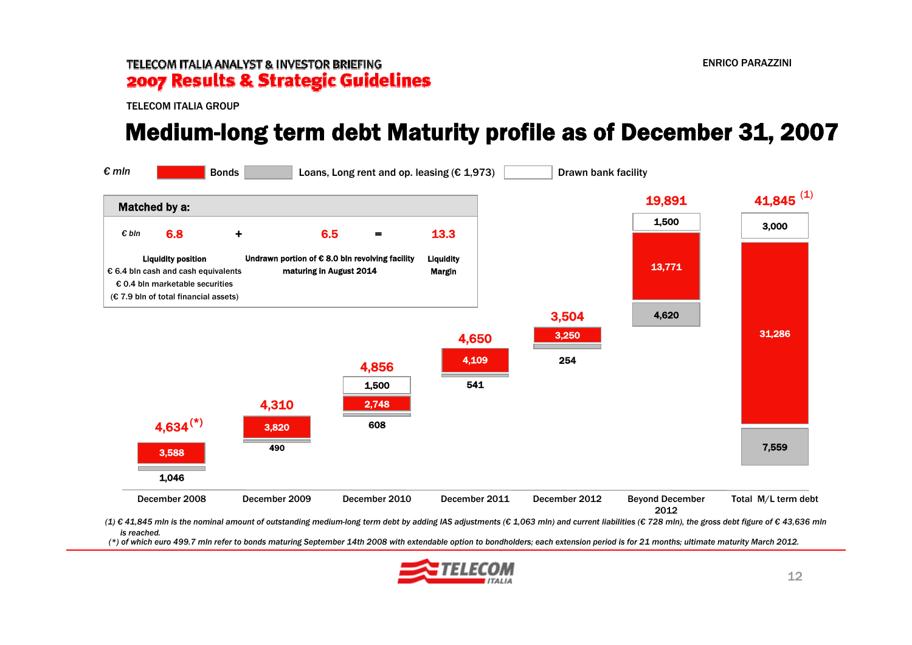TELECOM ITALIA GROUP

# Medium-long term debt Maturity profile as of December 31, 2007

€ mln — Bonds | Loans, Long rent and op. leasing (€ 1,973) | Drawn bank facility

**Matched by a:**

| € bln | | | | |
|---|---|---|---|---|
| 6.8 | + | 6.5 | = | 13.3 |
| **Liquidity position**<br>€ 6.4 bln cash and cash equivalents<br>€ 0.4 bln marketable securities<br>(€ 7.9 bln of total financial assets) | | **Undrawn portion of € 8.0 bln revolving facility maturing in August 2014** | | **Liquidity Margin** |

| | December 2008 | December 2009 | December 2010 | December 2011 | December 2012 | Beyond December 2012 | Total M/L term debt |
|---|---|---|---|---|---|---|---|
| Total | 4,634 (*) | 4,310 | 4,856 | 4,650 | 3,504 | 19,891 | 41,845 (1) |
| Drawn bank facility | | | 1,500 | | | 1,500 | 3,000 |
| Bonds | 3,588 | 3,820 | 2,748 | 4,109 | 3,250 | 13,771 | 31,286 |
| Loans, Long rent and op. leasing | 1,046 | 490 | 608 | 541 | 254 | 4,620 | 7,559 |

*(1) € 41,845 mln is the nominal amount of outstanding medium-long term debt by adding IAS adjustments (€ 1,063 mln) and current liabilities (€ 728 mln), the gross debt figure of € 43,636 mln is reached.*

*(\*) of which euro 499.7 mln refer to bonds maturing September 14th 2008 with extendable option to bondholders; each extension period is for 21 months; ultimate maturity March 2012.*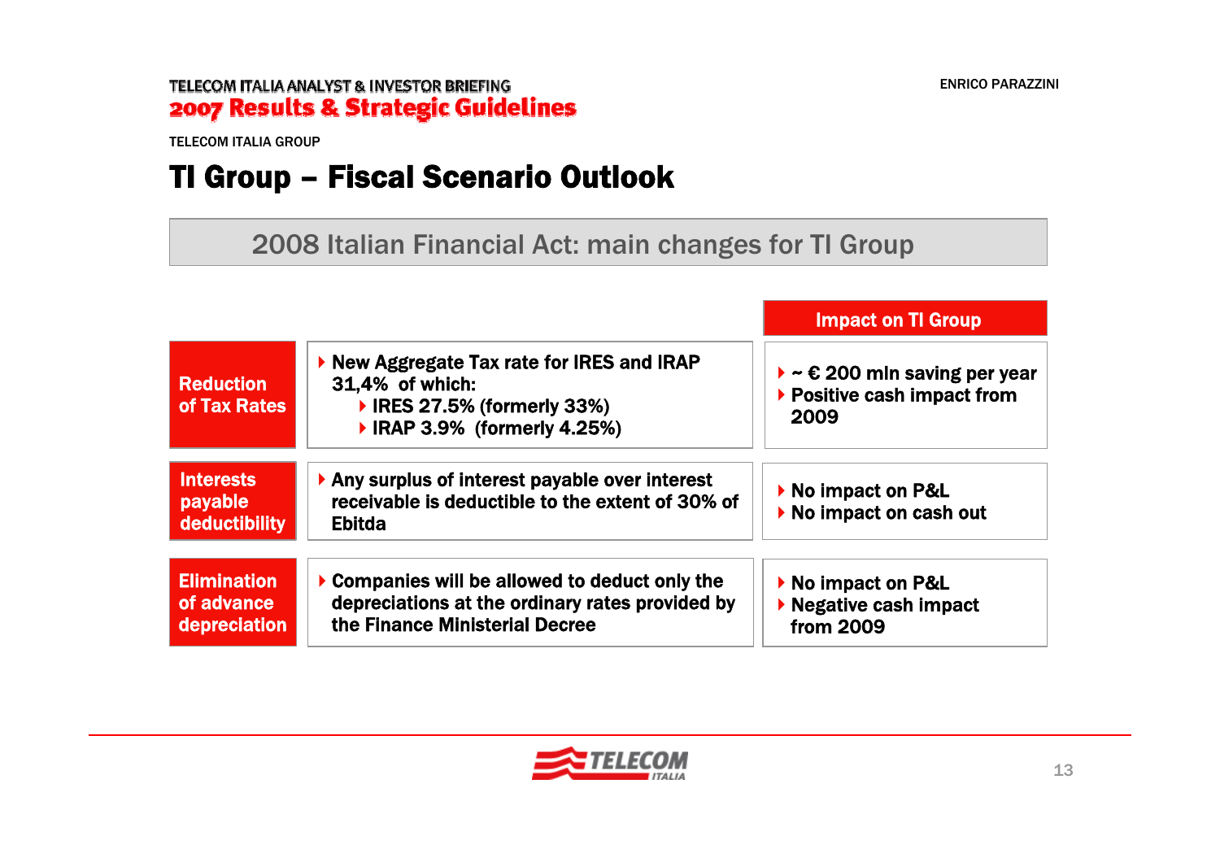TELECOM ITALIA GROUP

# TI Group – Fiscal Scenario Outlook

## 2008 Italian Financial Act: main changes for TI Group

| | | Impact on TI Group |
|---|---|---|
| **Reduction of Tax Rates** | New Aggregate Tax rate for IRES and IRAP 31,4% of which: <br> - IRES 27.5% (formerly 33%) <br> - IRAP 3.9% (formerly 4.25%) | ~ € 200 mln saving per year <br> Positive cash impact from 2009 |
| **Interests payable deductibility** | Any surplus of interest payable over interest receivable is deductible to the extent of 30% of Ebitda | No impact on P&L <br> No impact on cash out |
| **Elimination of advance depreciation** | Companies will be allowed to deduct only the depreciations at the ordinary rates provided by the Finance Ministerial Decree | No impact on P&L <br> Negative cash impact from 2009 |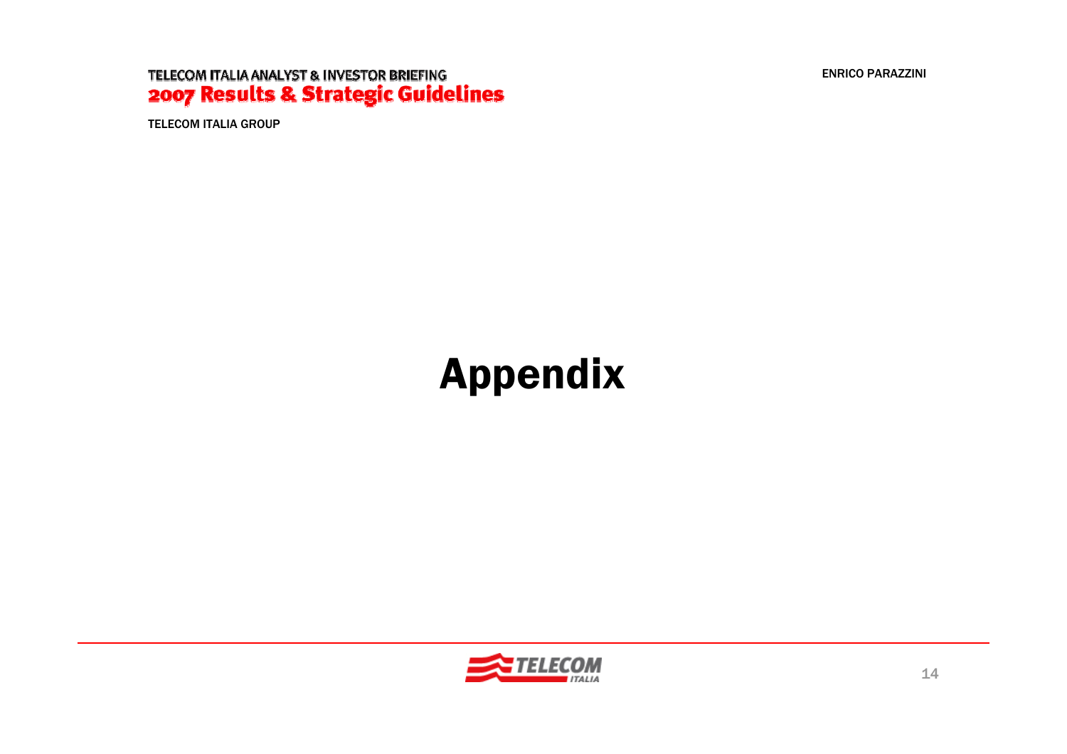# Appendix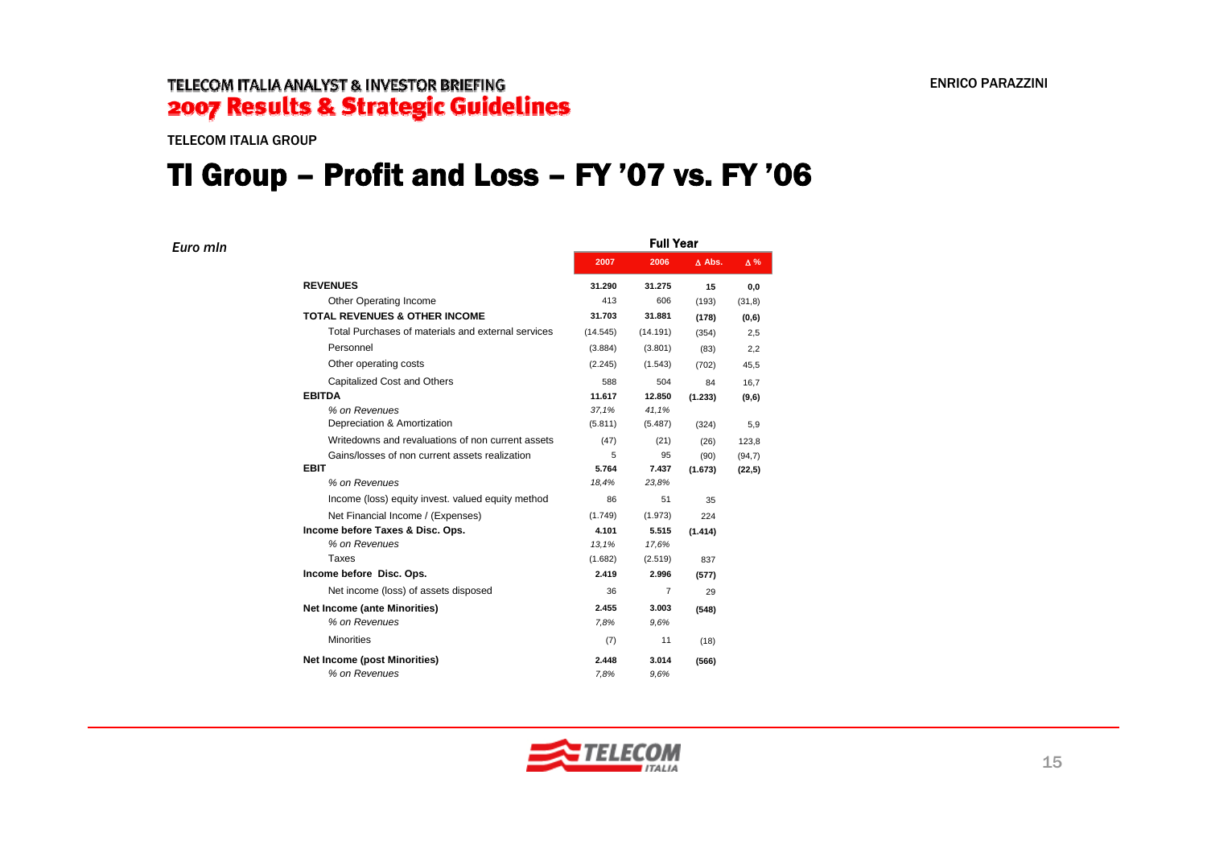TELECOM ITALIA ANALYST & INVESTOR BRIEFING
**2007 Results & Strategic Guidelines**

ENRICO PARAZZINI

TELECOM ITALIA GROUP

# TI Group – Profit and Loss – FY '07 vs. FY '06

*Euro mln*

| | Full Year | | | |
|---|---|---|---|---|
| | **2007** | **2006** | **Δ Abs.** | **Δ %** |
| **REVENUES** | **31.290** | **31.275** | **15** | **0,0** |
| Other Operating Income | 413 | 606 | (193) | (31,8) |
| **TOTAL REVENUES & OTHER INCOME** | **31.703** | **31.881** | **(178)** | **(0,6)** |
| Total Purchases of materials and external services | (14.545) | (14.191) | (354) | 2,5 |
| Personnel | (3.884) | (3.801) | (83) | 2,2 |
| Other operating costs | (2.245) | (1.543) | (702) | 45,5 |
| Capitalized Cost and Others | 588 | 504 | 84 | 16,7 |
| **EBITDA** | **11.617** | **12.850** | **(1.233)** | **(9,6)** |
| *% on Revenues* | *37,1%* | *41,1%* | | |
| Depreciation & Amortization | (5.811) | (5.487) | (324) | 5,9 |
| Writedowns and revaluations of non current assets | (47) | (21) | (26) | 123,8 |
| Gains/losses of non current assets realization | 5 | 95 | (90) | (94,7) |
| **EBIT** | **5.764** | **7.437** | **(1.673)** | **(22,5)** |
| *% on Revenues* | *18,4%* | *23,8%* | | |
| Income (loss) equity invest. valued equity method | 86 | 51 | 35 | |
| Net Financial Income / (Expenses) | (1.749) | (1.973) | 224 | |
| **Income before Taxes & Disc. Ops.** | **4.101** | **5.515** | **(1.414)** | |
| *% on Revenues* | *13,1%* | *17,6%* | | |
| Taxes | (1.682) | (2.519) | 837 | |
| **Income before Disc. Ops.** | **2.419** | **2.996** | **(577)** | |
| Net income (loss) of assets disposed | 36 | 7 | 29 | |
| **Net Income (ante Minorities)** | **2.455** | **3.003** | **(548)** | |
| *% on Revenues* | *7,8%* | *9,6%* | | |
| Minorities | (7) | 11 | (18) | |
| **Net Income (post Minorities)** | **2.448** | **3.014** | **(566)** | |
| *% on Revenues* | *7,8%* | *9,6%* | | |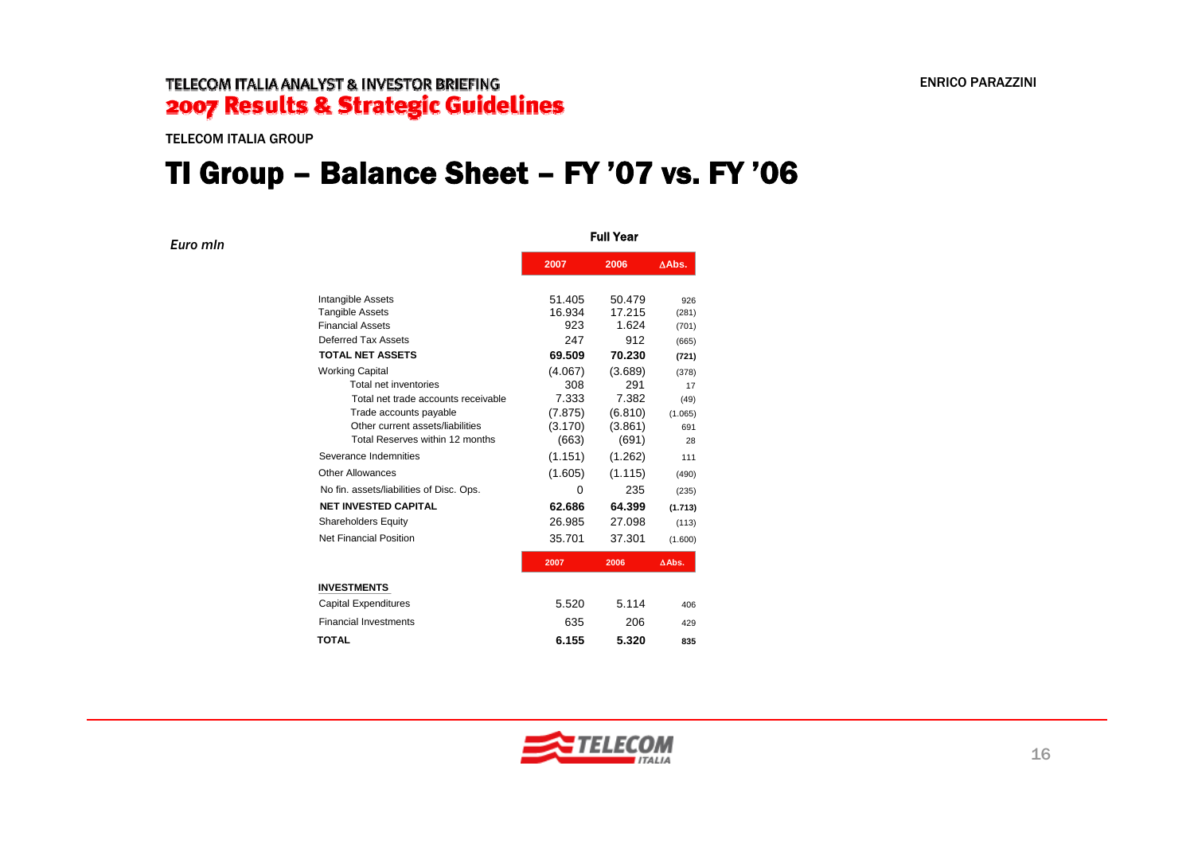TELECOM ITALIA GROUP

# TI Group – Balance Sheet – FY '07 vs. FY '06

*Euro mln*

| | Full Year | | |
|---|---|---|---|
| | 2007 | 2006 | ΔAbs. |
| Intangible Assets | 51.405 | 50.479 | 926 |
| Tangible Assets | 16.934 | 17.215 | (281) |
| Financial Assets | 923 | 1.624 | (701) |
| Deferred Tax Assets | 247 | 912 | (665) |
| **TOTAL NET ASSETS** | **69.509** | **70.230** | **(721)** |
| Working Capital | (4.067) | (3.689) | (378) |
| Total net inventories | 308 | 291 | 17 |
| Total net trade accounts receivable | 7.333 | 7.382 | (49) |
| Trade accounts payable | (7.875) | (6.810) | (1.065) |
| Other current assets/liabilities | (3.170) | (3.861) | 691 |
| Total Reserves within 12 months | (663) | (691) | 28 |
| Severance Indemnities | (1.151) | (1.262) | 111 |
| Other Allowances | (1.605) | (1.115) | (490) |
| No fin. assets/liabilities of Disc. Ops. | 0 | 235 | (235) |
| **NET INVESTED CAPITAL** | **62.686** | **64.399** | **(1.713)** |
| Shareholders Equity | 26.985 | 27.098 | (113) |
| Net Financial Position | 35.701 | 37.301 | (1.600) |

| INVESTMENTS | 2007 | 2006 | ΔAbs. |
|---|---|---|---|
| Capital Expenditures | 5.520 | 5.114 | 406 |
| Financial Investments | 635 | 206 | 429 |
| **TOTAL** | **6.155** | **5.320** | **835** |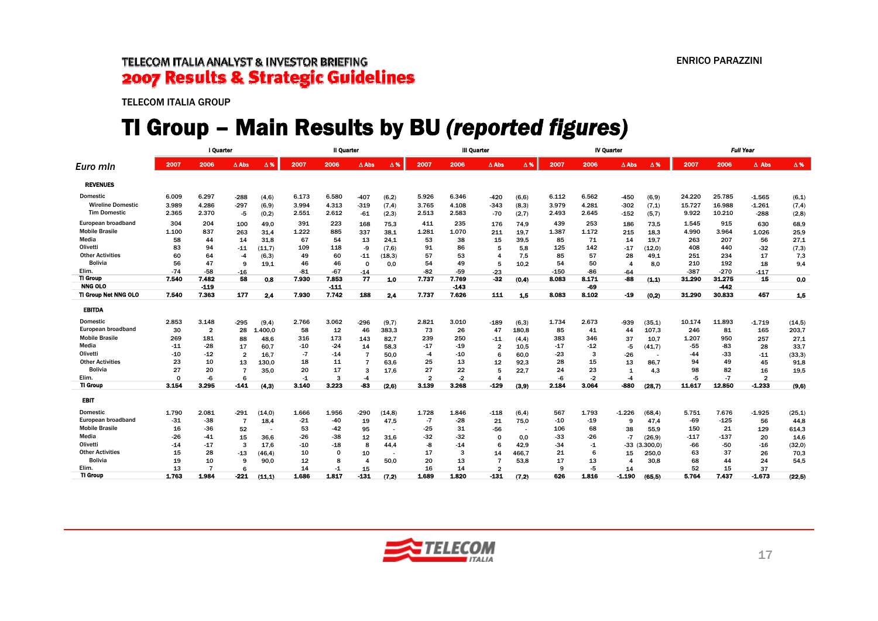TELECOM ITALIA ANALYST & INVESTOR BRIEFING

**2007 Results & Strategic Guidelines**

ENRICO PARAZZINI

TELECOM ITALIA GROUP

# TI Group – Main Results by BU *(reported figures)*

| *Euro mln* | I Quarter | | | | II Quarter | | | | III Quarter | | | | IV Quarter | | | | *Full Year* | | | |
|---|---|---|---|---|---|---|---|---|---|---|---|---|---|---|---|---|---|---|---|---|
| | 2007 | 2006 | Δ Abs | Δ % | 2007 | 2006 | Δ Abs | Δ % | 2007 | 2006 | Δ Abs | Δ % | 2007 | 2006 | Δ Abs | Δ % | 2007 | 2006 | Δ Abs | Δ % |
| **REVENUES** | | | | | | | | | | | | | | | | | | | | |
| Domestic | 6.009 | 6.297 | -288 | (4,6) | 6.173 | 6.580 | -407 | (6,2) | 5.926 | 6.346 | -420 | (6,6) | 6.112 | 6.562 | -450 | (6,9) | 24.220 | 25.785 | -1.565 | (6,1) |
| Wireline Domestic | 3.989 | 4.286 | -297 | (6,9) | 3.994 | 4.313 | -319 | (7,4) | 3.765 | 4.108 | -343 | (8,3) | 3.979 | 4.281 | -302 | (7,1) | 15.727 | 16.988 | -1.261 | (7,4) |
| Tim Domestic | 2.365 | 2.370 | -5 | (0,2) | 2.551 | 2.612 | -61 | (2,3) | 2.513 | 2.583 | -70 | (2,7) | 2.493 | 2.645 | -152 | (5,7) | 9.922 | 10.210 | -288 | (2,8) |
| European broadband | 304 | 204 | 100 | 49,0 | 391 | 223 | 168 | 75,3 | 411 | 235 | 176 | 74,9 | 439 | 253 | 186 | 73,5 | 1.545 | 915 | 630 | 68,9 |
| Mobile Brasile | 1.100 | 837 | 263 | 31,4 | 1.222 | 885 | 337 | 38,1 | 1.281 | 1.070 | 211 | 19,7 | 1.387 | 1.172 | 215 | 18,3 | 4.990 | 3.964 | 1.026 | 25,9 |
| Media | 58 | 44 | 14 | 31,8 | 67 | 54 | 13 | 24,1 | 53 | 38 | 15 | 39,5 | 85 | 71 | 14 | 19,7 | 263 | 207 | 56 | 27,1 |
| Olivetti | 83 | 94 | -11 | (11,7) | 109 | 118 | -9 | (7,6) | 91 | 86 | 5 | 5,8 | 125 | 142 | -17 | (12,0) | 408 | 440 | -32 | (7,3) |
| Other Activities | 60 | 64 | -4 | (6,3) | 49 | 60 | -11 | (18,3) | 57 | 53 | 4 | 7,5 | 85 | 57 | 28 | 49,1 | 251 | 234 | 17 | 7,3 |
| Bolivia | 56 | 47 | 9 | 19,1 | 46 | 46 | 0 | 0,0 | 54 | 49 | 5 | 10,2 | 54 | 50 | 4 | 8,0 | 210 | 192 | 18 | 9,4 |
| Elim. | -74 | -58 | -16 | | -81 | -67 | -14 | | -82 | -59 | -23 | | -150 | -86 | -64 | | -387 | -270 | -117 | |
| **TI Group** | **7.540** | **7.482** | **58** | **0,8** | **7.930** | **7.853** | **77** | **1,0** | **7.737** | **7.769** | **-32** | **(0,4)** | **8.083** | **8.171** | **-88** | **(1,1)** | **31.290** | **31.275** | **15** | **0,0** |
| **NNG OLO** | | **-119** | | | | **-111** | | | | **-143** | | | | **-69** | | | | **-442** | | |
| **TI Group Net NNG OLO** | **7.540** | **7.363** | **177** | **2,4** | **7.930** | **7.742** | **188** | **2,4** | **7.737** | **7.626** | **111** | **1,5** | **8.083** | **8.102** | **-19** | **(0,2)** | **31.290** | **30.833** | **457** | **1,5** |
| **EBITDA** | | | | | | | | | | | | | | | | | | | | |
| Domestic | 2.853 | 3.148 | -295 | (9,4) | 2.766 | 3.062 | -296 | (9,7) | 2.821 | 3.010 | -189 | (6,3) | 1.734 | 2.673 | -939 | (35,1) | 10.174 | 11.893 | -1.719 | (14,5) |
| European broadband | 30 | 2 | 28 | 1.400,0 | 58 | 12 | 46 | 383,3 | 73 | 26 | 47 | 180,8 | 85 | 41 | 44 | 107,3 | 246 | 81 | 165 | 203,7 |
| Mobile Brasile | 269 | 181 | 88 | 48,6 | 316 | 173 | 143 | 82,7 | 239 | 250 | -11 | (4,4) | 383 | 346 | 37 | 10,7 | 1.207 | 950 | 257 | 27,1 |
| Media | -11 | -28 | 17 | 60,7 | -10 | -24 | 14 | 58,3 | -17 | -19 | 2 | 10,5 | -17 | -12 | -5 | (41,7) | -55 | -83 | 28 | 33,7 |
| Olivetti | -10 | -12 | 2 | 16,7 | -7 | -14 | 7 | 50,0 | -4 | -10 | 6 | 60,0 | -23 | 3 | -26 | - | -44 | -33 | -11 | (33,3) |
| Other Activities | 23 | 10 | 13 | 130,0 | 18 | 11 | 7 | 63,6 | 25 | 13 | 12 | 92,3 | 28 | 15 | 13 | 86,7 | 94 | 49 | 45 | 91,8 |
| Bolivia | 27 | 20 | 7 | 35,0 | 20 | 17 | 3 | 17,6 | 27 | 22 | 5 | 22,7 | 24 | 23 | 1 | 4,3 | 98 | 82 | 16 | 19,5 |
| Elim. | 0 | -6 | 6 | | -1 | 3 | -4 | | 2 | -2 | 4 | | -6 | -2 | -4 | | -5 | -7 | 2 | |
| **TI Group** | **3.154** | **3.295** | **-141** | **(4,3)** | **3.140** | **3.223** | **-83** | **(2,6)** | **3.139** | **3.268** | **-129** | **(3,9)** | **2.184** | **3.064** | **-880** | **(28,7)** | **11.617** | **12.850** | **-1.233** | **(9,6)** |
| **EBIT** | | | | | | | | | | | | | | | | | | | | |
| Domestic | 1.790 | 2.081 | -291 | (14,0) | 1.666 | 1.956 | -290 | (14,8) | 1.728 | 1.846 | -118 | (6,4) | 567 | 1.793 | -1.226 | (68,4) | 5.751 | 7.676 | -1.925 | (25,1) |
| European broadband | -31 | -38 | 7 | 18,4 | -21 | -40 | 19 | 47,5 | -7 | -28 | 21 | 75,0 | -10 | -19 | 9 | 47,4 | -69 | -125 | 56 | 44,8 |
| Mobile Brasile | 16 | -36 | 52 | - | 53 | -42 | 95 | - | -25 | 31 | -56 | - | 106 | 68 | 38 | 55,9 | 150 | 21 | 129 | 614,3 |
| Media | -26 | -41 | 15 | 36,6 | -26 | -38 | 12 | 31,6 | -32 | -32 | 0 | 0,0 | -33 | -26 | -7 | (26,9) | -117 | -137 | 20 | 14,6 |
| Olivetti | -14 | -17 | 3 | 17,6 | -10 | -18 | 8 | 44,4 | -8 | -14 | 6 | 42,9 | -34 | -1 | -33 | (3.300,0) | -66 | -50 | -16 | (32,0) |
| Other Activities | 15 | 28 | -13 | (46,4) | 10 | 0 | 10 | - | 17 | 3 | 14 | 466,7 | 21 | 6 | 15 | 250,0 | 63 | 37 | 26 | 70,3 |
| Bolivia | 19 | 10 | 9 | 90,0 | 12 | 8 | 4 | 50,0 | 20 | 13 | 7 | 53,8 | 17 | 13 | 4 | 30,8 | 68 | 44 | 24 | 54,5 |
| Elim. | 13 | 7 | 6 | | 14 | -1 | 15 | | 16 | 14 | 2 | | 9 | -5 | 14 | | 52 | 15 | 37 | |
| **TI Group** | **1.763** | **1.984** | **-221** | **(11,1)** | **1.686** | **1.817** | **-131** | **(7,2)** | **1.689** | **1.820** | **-131** | **(7,2)** | **626** | **1.816** | **-1.190** | **(65,5)** | **5.764** | **7.437** | **-1.673** | **(22,5)** |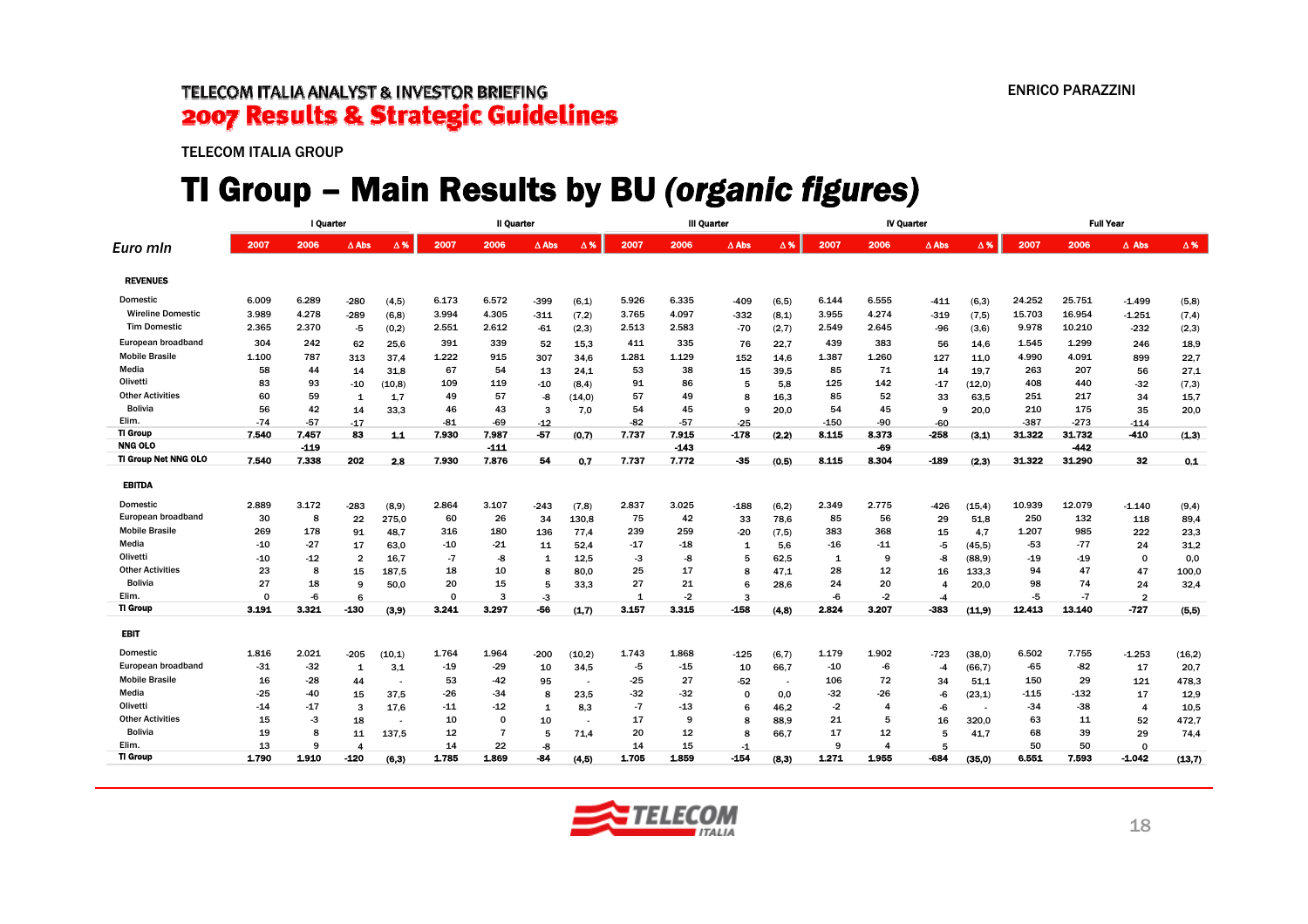TELECOM ITALIA ANALYST & INVESTOR BRIEFING

**2007 Results & Strategic Guidelines**

ENRICO PARAZZINI

TELECOM ITALIA GROUP

# TI Group – Main Results by BU *(organic figures)*

| Euro mln | I Quarter | | | | II Quarter | | | | III Quarter | | | | IV Quarter | | | | Full Year | | | |
|---|---|---|---|---|---|---|---|---|---|---|---|---|---|---|---|---|---|---|---|---|
| | 2007 | 2006 | Δ Abs | Δ % | 2007 | 2006 | Δ Abs | Δ % | 2007 | 2006 | Δ Abs | Δ % | 2007 | 2006 | Δ Abs | Δ % | 2007 | 2006 | Δ Abs | Δ % |
| **REVENUES** | | | | | | | | | | | | | | | | | | | | |
| Domestic | 6.009 | 6.289 | -280 | (4,5) | 6.173 | 6.572 | -399 | (6,1) | 5.926 | 6.335 | -409 | (6,5) | 6.144 | 6.555 | -411 | (6,3) | 24.252 | 25.751 | -1.499 | (5,8) |
| Wireline Domestic | 3.989 | 4.278 | -289 | (6,8) | 3.994 | 4.305 | -311 | (7,2) | 3.765 | 4.097 | -332 | (8,1) | 3.955 | 4.274 | -319 | (7,5) | 15.703 | 16.954 | -1.251 | (7,4) |
| Tim Domestic | 2.365 | 2.370 | -5 | (0,2) | 2.551 | 2.612 | -61 | (2,3) | 2.513 | 2.583 | -70 | (2,7) | 2.549 | 2.645 | -96 | (3,6) | 9.978 | 10.210 | -232 | (2,3) |
| European broadband | 304 | 242 | 62 | 25,6 | 391 | 339 | 52 | 15,3 | 411 | 335 | 76 | 22,7 | 439 | 383 | 56 | 14,6 | 1.545 | 1.299 | 246 | 18,9 |
| Mobile Brasile | 1.100 | 787 | 313 | 37,4 | 1.222 | 915 | 307 | 34,6 | 1.281 | 1.129 | 152 | 14,6 | 1.387 | 1.260 | 127 | 11,0 | 4.990 | 4.091 | 899 | 22,7 |
| Media | 58 | 44 | 14 | 31,8 | 67 | 54 | 13 | 24,1 | 53 | 38 | 15 | 39,5 | 85 | 71 | 14 | 19,7 | 263 | 207 | 56 | 27,1 |
| Olivetti | 83 | 93 | -10 | (10,8) | 109 | 119 | -10 | (8,4) | 91 | 86 | 5 | 5,8 | 125 | 142 | -17 | (12,0) | 408 | 440 | -32 | (7,3) |
| Other Activities | 60 | 59 | 1 | 1,7 | 49 | 57 | -8 | (14,0) | 57 | 49 | 8 | 16,3 | 85 | 52 | 33 | 63,5 | 251 | 217 | 34 | 15,7 |
| Bolivia | 56 | 42 | 14 | 33,3 | 46 | 43 | 3 | 7,0 | 54 | 45 | 9 | 20,0 | 54 | 45 | 9 | 20,0 | 210 | 175 | 35 | 20,0 |
| Elim. | -74 | -57 | -17 | | -81 | -69 | -12 | | -82 | -57 | -25 | | -150 | -90 | -60 | | -387 | -273 | -114 | |
| **TI Group** | **7.540** | **7.457** | **83** | **1,1** | **7.930** | **7.987** | **-57** | **(0,7)** | **7.737** | **7.915** | **-178** | **(2,2)** | **8.115** | **8.373** | **-258** | **(3,1)** | **31.322** | **31.732** | **-410** | **(1,3)** |
| **NNG OLO** | | **-119** | | | | **-111** | | | | **-143** | | | | **-69** | | | | **-442** | | |
| **TI Group Net NNG OLO** | **7.540** | **7.338** | **202** | **2,8** | **7.930** | **7.876** | **54** | **0,7** | **7.737** | **7.772** | **-35** | **(0,5)** | **8.115** | **8.304** | **-189** | **(2,3)** | **31.322** | **31.290** | **32** | **0,1** |
| **EBITDA** | | | | | | | | | | | | | | | | | | | | |
| Domestic | 2.889 | 3.172 | -283 | (8,9) | 2.864 | 3.107 | -243 | (7,8) | 2.837 | 3.025 | -188 | (6,2) | 2.349 | 2.775 | -426 | (15,4) | 10.939 | 12.079 | -1.140 | (9,4) |
| European broadband | 30 | 8 | 22 | 275,0 | 60 | 26 | 34 | 130,8 | 75 | 42 | 33 | 78,6 | 85 | 56 | 29 | 51,8 | 250 | 132 | 118 | 89,4 |
| Mobile Brasile | 269 | 178 | 91 | 48,7 | 316 | 180 | 136 | 77,4 | 239 | 259 | -20 | (7,5) | 383 | 368 | 15 | 4,7 | 1.207 | 985 | 222 | 23,3 |
| Media | -10 | -27 | 17 | 63,0 | -10 | -21 | 11 | 52,4 | -17 | -18 | 1 | 5,6 | -16 | -11 | -5 | (45,5) | -53 | -77 | 24 | 31,2 |
| Olivetti | -10 | -12 | 2 | 16,7 | -7 | -8 | 1 | 12,5 | -3 | -8 | 5 | 62,5 | 1 | 9 | -8 | (88,9) | -19 | -19 | 0 | 0,0 |
| Other Activities | 23 | 8 | 15 | 187,5 | 18 | 10 | 8 | 80,0 | 25 | 17 | 8 | 47,1 | 28 | 12 | 16 | 133,3 | 94 | 47 | 47 | 100,0 |
| Bolivia | 27 | 18 | 9 | 50,0 | 20 | 15 | 5 | 33,3 | 27 | 21 | 6 | 28,6 | 24 | 20 | 4 | 20,0 | 98 | 74 | 24 | 32,4 |
| Elim. | 0 | -6 | 6 | | 0 | 3 | -3 | | 1 | -2 | 3 | | -6 | -2 | -4 | | -5 | -7 | 2 | |
| **TI Group** | **3.191** | **3.321** | **-130** | **(3,9)** | **3.241** | **3.297** | **-56** | **(1,7)** | **3.157** | **3.315** | **-158** | **(4,8)** | **2.824** | **3.207** | **-383** | **(11,9)** | **12.413** | **13.140** | **-727** | **(5,5)** |
| **EBIT** | | | | | | | | | | | | | | | | | | | | |
| Domestic | 1.816 | 2.021 | -205 | (10,1) | 1.764 | 1.964 | -200 | (10,2) | 1.743 | 1.868 | -125 | (6,7) | 1.179 | 1.902 | -723 | (38,0) | 6.502 | 7.755 | -1.253 | (16,2) |
| European broadband | -31 | -32 | 1 | 3,1 | -19 | -29 | 10 | 34,5 | -5 | -15 | 10 | 66,7 | -10 | -6 | -4 | (66,7) | -65 | -82 | 17 | 20,7 |
| Mobile Brasile | 16 | -28 | 44 | - | 53 | -42 | 95 | - | -25 | 27 | -52 | - | 106 | 72 | 34 | 51,1 | 150 | 29 | 121 | 478,3 |
| Media | -25 | -40 | 15 | 37,5 | -26 | -34 | 8 | 23,5 | -32 | -32 | 0 | 0,0 | -32 | -26 | -6 | (23,1) | -115 | -132 | 17 | 12,9 |
| Olivetti | -14 | -17 | 3 | 17,6 | -11 | -12 | 1 | 8,3 | -7 | -13 | 6 | 46,2 | -2 | 4 | -6 | - | -34 | -38 | 4 | 10,5 |
| Other Activities | 15 | -3 | 18 | - | 10 | 0 | 10 | - | 17 | 9 | 8 | 88,9 | 21 | 5 | 16 | 320,0 | 63 | 11 | 52 | 472,7 |
| Bolivia | 19 | 8 | 11 | 137,5 | 12 | 7 | 5 | 71,4 | 20 | 12 | 8 | 66,7 | 17 | 12 | 5 | 41,7 | 68 | 39 | 29 | 74,4 |
| Elim. | 13 | 9 | 4 | | 14 | 22 | -8 | | 14 | 15 | -1 | | 9 | 4 | 5 | | 50 | 50 | 0 | |
| **TI Group** | **1.790** | **1.910** | **-120** | **(6,3)** | **1.785** | **1.869** | **-84** | **(4,5)** | **1.705** | **1.859** | **-154** | **(8,3)** | **1.271** | **1.955** | **-684** | **(35,0)** | **6.551** | **7.593** | **-1.042** | **(13,7)** |